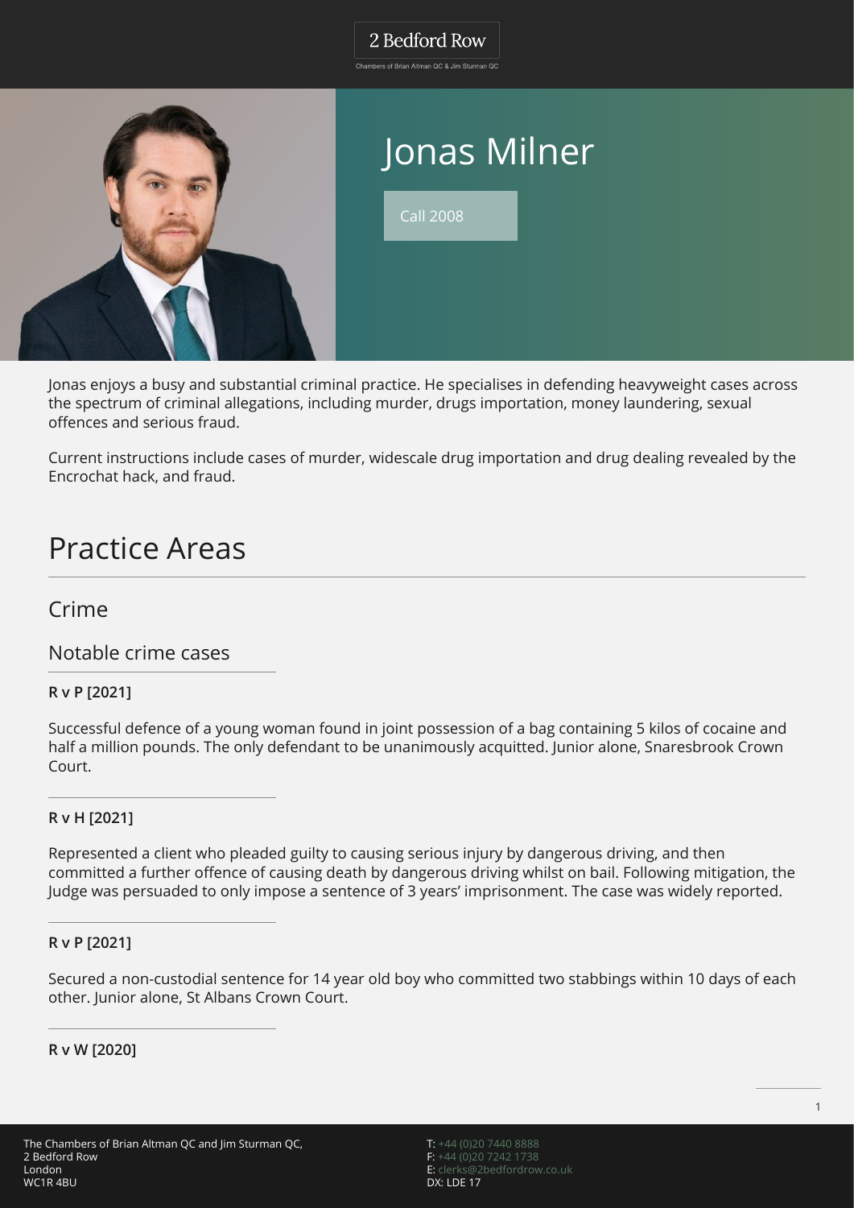2 Bedford Row

Chambers of Brian Altman QC & Jim Sturman QC

# Jonas Milner

Call 2008

Jonas enjoys a busy and substantial criminal practice. He specialises in defending heavyweight cases across the spectrum of criminal allegations, including murder, drugs importation, money laundering, sexual offences and serious fraud.

Current instructions include cases of murder, widescale drug importation and drug dealing revealed by the Encrochat hack, and fraud.

## Practice Areas

### Crime

#### Notable crime cases

**R v P [2021]**

Successful defence of a young woman found in joint possession of a bag containing 5 kilos of cocaine and half a million pounds. The only defendant to be unanimously acquitted. Junior alone, Snaresbrook Crown Court.

**R v H [2021]**

Represented a client who pleaded guilty to causing serious injury by dangerous driving, and then committed a further offence of causing death by dangerous driving whilst on bail. Following mitigation, the Judge was persuaded to only impose a sentence of 3 years' imprisonment. The case was widely reported.

**R v P [2021]**

Secured a non-custodial sentence for 14 year old boy who committed two stabbings within 10 days of each other. Junior alone, St Albans Crown Court.

**R v W [2020]**

The Chambers of Brian Altman QC and Jim Sturman QC,
2 Bedford Row
London
WC1R 4BU

T: +44 (0)20 7440 8888
F: +44 (0)20 7242 1738
E: clerks@2bedfordrow.co.uk
DX: LDE 17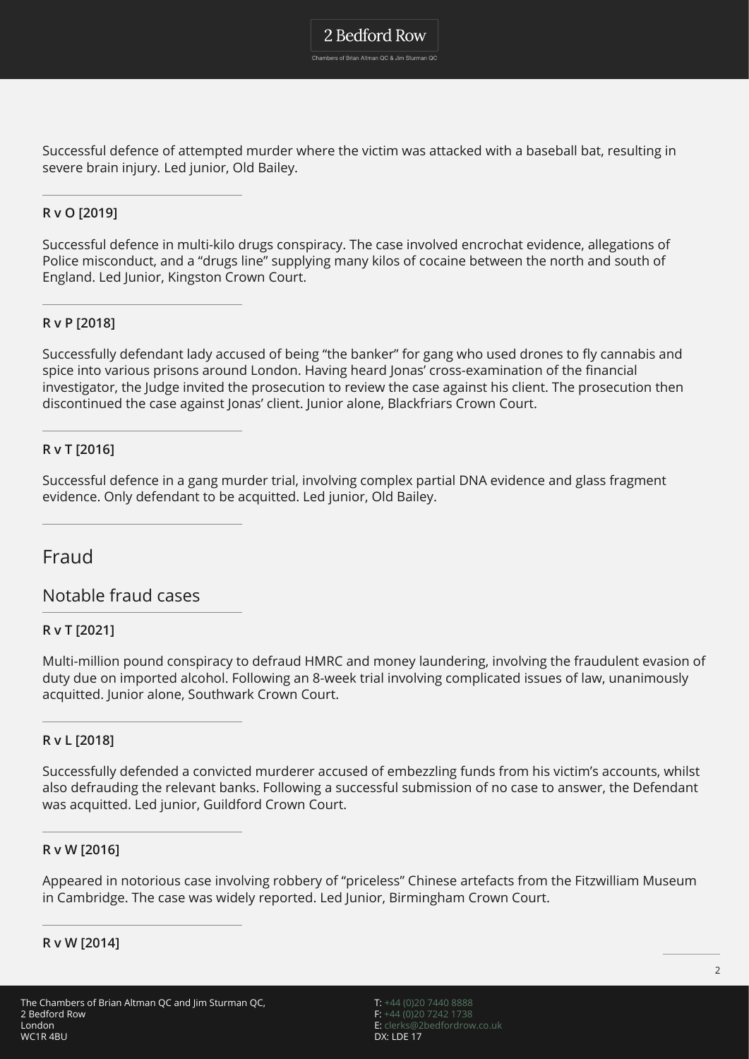Successful defence of attempted murder where the victim was attacked with a baseball bat, resulting in severe brain injury. Led junior, Old Bailey.

**R v O [2019]**

Successful defence in multi-kilo drugs conspiracy. The case involved encrochat evidence, allegations of Police misconduct, and a "drugs line" supplying many kilos of cocaine between the north and south of England. Led Junior, Kingston Crown Court.

**R v P [2018]**

Successfully defendant lady accused of being "the banker" for gang who used drones to fly cannabis and spice into various prisons around London. Having heard Jonas' cross-examination of the financial investigator, the Judge invited the prosecution to review the case against his client. The prosecution then discontinued the case against Jonas' client. Junior alone, Blackfriars Crown Court.

**R v T [2016]**

Successful defence in a gang murder trial, involving complex partial DNA evidence and glass fragment evidence. Only defendant to be acquitted. Led junior, Old Bailey.

## Fraud

### Notable fraud cases

**R v T [2021]**

Multi-million pound conspiracy to defraud HMRC and money laundering, involving the fraudulent evasion of duty due on imported alcohol. Following an 8-week trial involving complicated issues of law, unanimously acquitted. Junior alone, Southwark Crown Court.

**R v L [2018]**

Successfully defended a convicted murderer accused of embezzling funds from his victim's accounts, whilst also defrauding the relevant banks. Following a successful submission of no case to answer, the Defendant was acquitted. Led junior, Guildford Crown Court.

**R v W [2016]**

Appeared in notorious case involving robbery of "priceless" Chinese artefacts from the Fitzwilliam Museum in Cambridge. The case was widely reported. Led Junior, Birmingham Crown Court.

**R v W [2014]**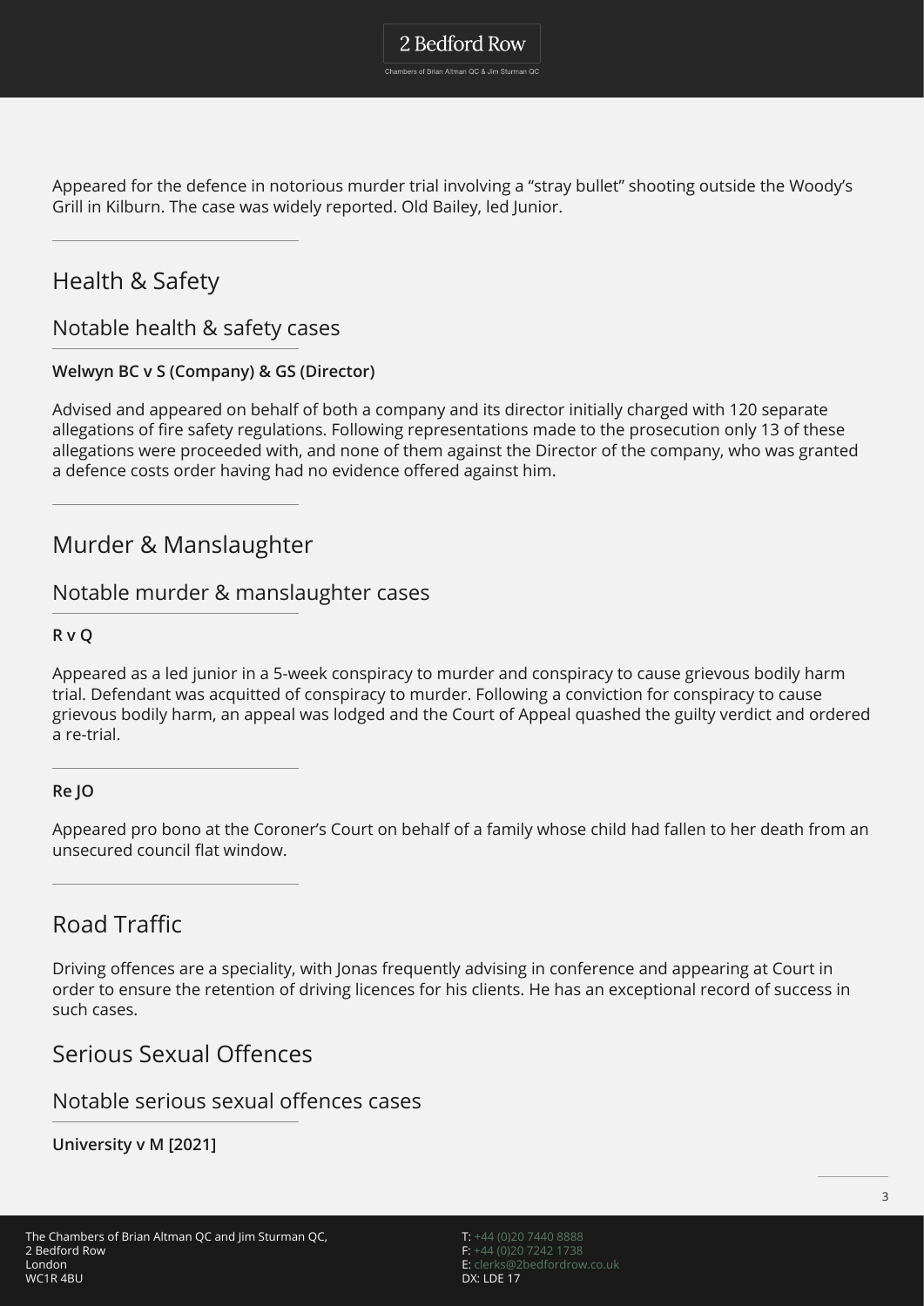Appeared for the defence in notorious murder trial involving a “stray bullet” shooting outside the Woody’s Grill in Kilburn. The case was widely reported. Old Bailey, led Junior.

## Health & Safety

### Notable health & safety cases

**Welwyn BC v S (Company) & GS (Director)**

Advised and appeared on behalf of both a company and its director initially charged with 120 separate allegations of fire safety regulations. Following representations made to the prosecution only 13 of these allegations were proceeded with, and none of them against the Director of the company, who was granted a defence costs order having had no evidence offered against him.

## Murder & Manslaughter

### Notable murder & manslaughter cases

**R v Q**

Appeared as a led junior in a 5-week conspiracy to murder and conspiracy to cause grievous bodily harm trial. Defendant was acquitted of conspiracy to murder. Following a conviction for conspiracy to cause grievous bodily harm, an appeal was lodged and the Court of Appeal quashed the guilty verdict and ordered a re-trial.

**Re JO**

Appeared pro bono at the Coroner’s Court on behalf of a family whose child had fallen to her death from an unsecured council flat window.

## Road Traffic

Driving offences are a speciality, with Jonas frequently advising in conference and appearing at Court in order to ensure the retention of driving licences for his clients. He has an exceptional record of success in such cases.

## Serious Sexual Offences

### Notable serious sexual offences cases

**University v M [2021]**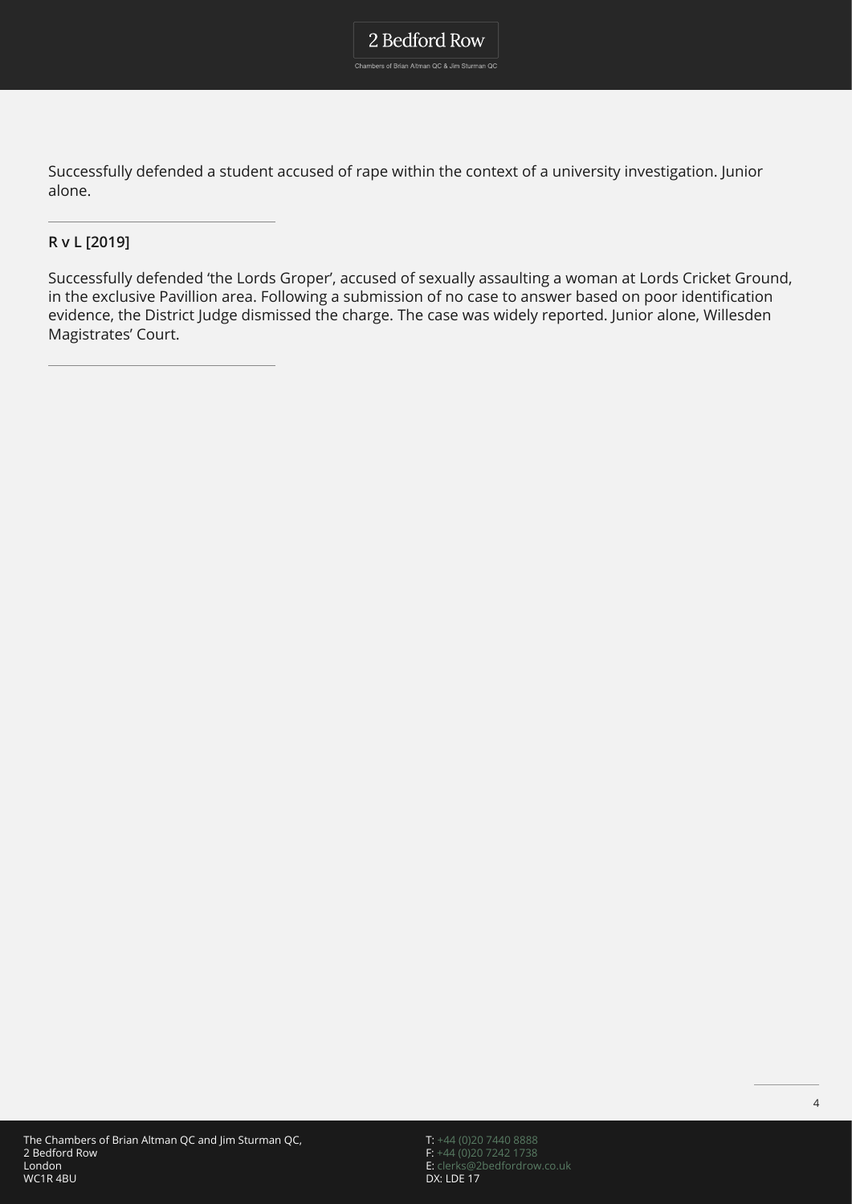Successfully defended a student accused of rape within the context of a university investigation. Junior alone.

---

**R v L [2019]**

Successfully defended 'the Lords Groper', accused of sexually assaulting a woman at Lords Cricket Ground, in the exclusive Pavillion area. Following a submission of no case to answer based on poor identification evidence, the District Judge dismissed the charge. The case was widely reported. Junior alone, Willesden Magistrates' Court.

---